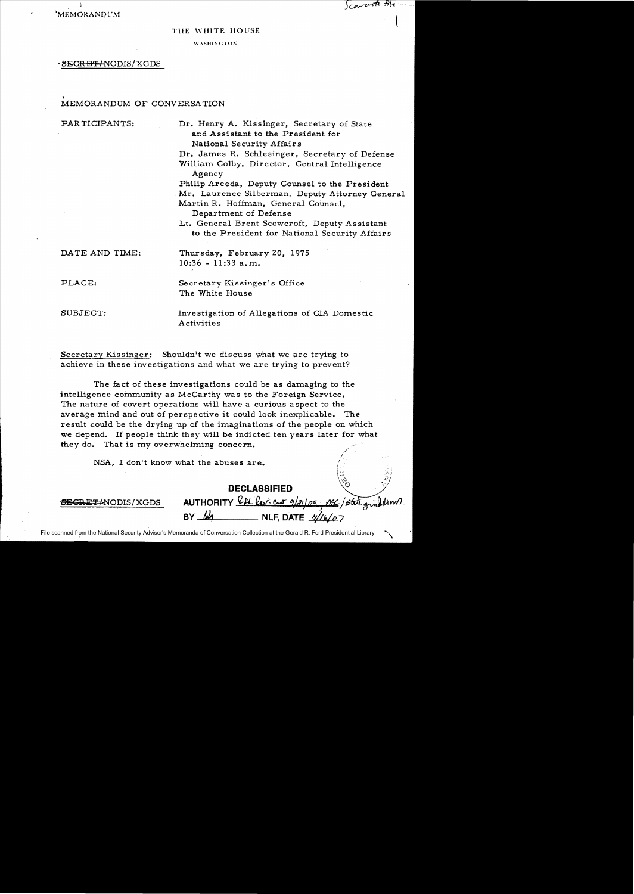MEMORANDUM

THE WHITE HOUSE

WASHINGTON

~~SECRET~~/NODIS/XGDS

MEMORANDUM OF CONVERSATION

PARTICIPANTS: Dr. Henry A. Kissinger, Secretary of State and Assistant to the President for National Security Affairs
Dr. James R. Schlesinger, Secretary of Defense
William Colby, Director, Central Intelligence Agency
Philip Areeda, Deputy Counsel to the President
Mr. Laurence Silberman, Deputy Attorney General
Martin R. Hoffman, General Counsel, Department of Defense
Lt. General Brent Scowcroft, Deputy Assistant to the President for National Security Affairs

DATE AND TIME: Thursday, February 20, 1975
10:36 - 11:33 a.m.

PLACE: Secretary Kissinger's Office
The White House

SUBJECT: Investigation of Allegations of CIA Domestic Activities

Secretary Kissinger: Shouldn't we discuss what we are trying to achieve in these investigations and what we are trying to prevent?

The fact of these investigations could be as damaging to the intelligence community as McCarthy was to the Foreign Service. The nature of covert operations will have a curious aspect to the average mind and out of perspective it could look inexplicable. The result could be the drying up of the imaginations of the people on which we depend. If people think they will be indicted ten years later for what they do. That is my overwhelming concern.

NSA, I don't know what the abuses are.

~~SECRET~~/NODIS/XGDS

DECLASSIFIED
AUTHORITY
BY NLF, DATE

File scanned from the National Security Adviser's Memoranda of Conversation Collection at the Gerald R. Ford Presidential Library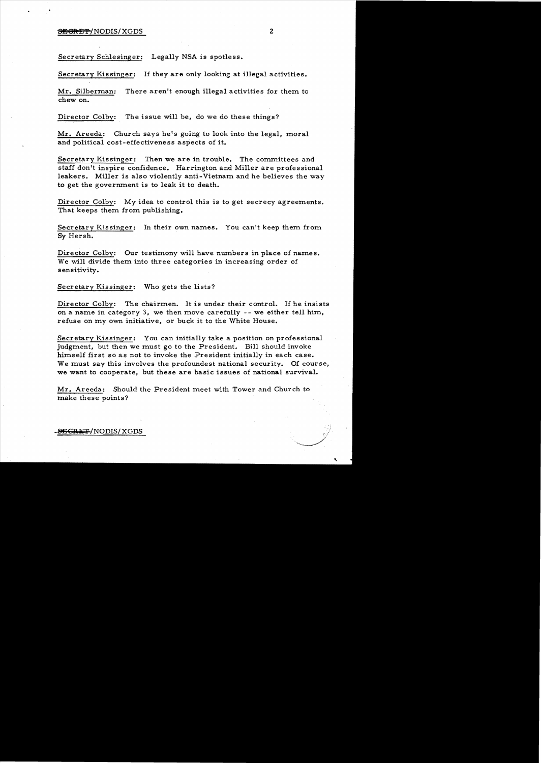Secretary Schlesinger: Legally NSA is spotless.

Secretary Kissinger: If they are only looking at illegal activities.

Mr. Silberman: There aren't enough illegal activities for them to chew on.

Director Colby: The issue will be, do we do these things?

Mr. Areeda: Church says he's going to look into the legal, moral and political cost-effectiveness aspects of it.

Secretary Kissinger: Then we are in trouble. The committees and staff don't inspire confidence. Harrington and Miller are professional leakers. Miller is also violently anti-Vietnam and he believes the way to get the government is to leak it to death.

Director Colby: My idea to control this is to get secrecy agreements. That keeps them from publishing.

Secretary Kissinger: In their own names. You can't keep them from Sy Hersh.

Director Colby: Our testimony will have numbers in place of names. We will divide them into three categories in increasing order of sensitivity.

Secretary Kissinger: Who gets the lists?

Director Colby: The chairmen. It is under their control. If he insists on a name in category 3, we then move carefully -- we either tell him, refuse on my own initiative, or buck it to the White House.

Secretary Kissinger: You can initially take a position on professional judgment, but then we must go to the President. Bill should invoke himself first so as not to invoke the President initially in each case. We must say this involves the profoundest national security. Of course, we want to cooperate, but these are basic issues of national survival.

Mr. Areeda: Should the President meet with Tower and Church to make these points?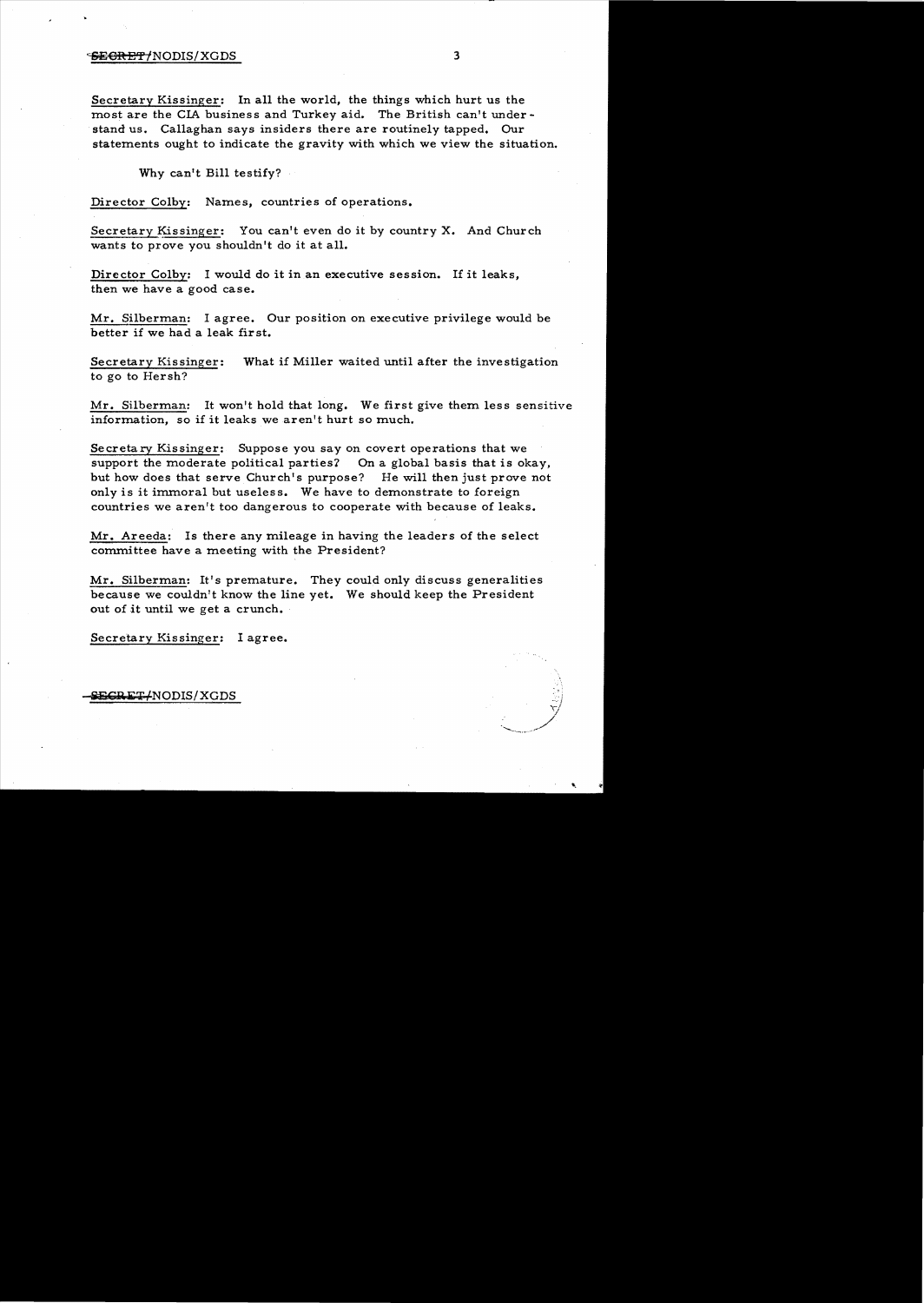Secretary Kissinger: In all the world, the things which hurt us the most are the CIA business and Turkey aid. The British can't understand us. Callaghan says insiders there are routinely tapped. Our statements ought to indicate the gravity with which we view the situation.

Why can't Bill testify?

Director Colby: Names, countries of operations.

Secretary Kissinger: You can't even do it by country X. And Church wants to prove you shouldn't do it at all.

Director Colby: I would do it in an executive session. If it leaks, then we have a good case.

Mr. Silberman: I agree. Our position on executive privilege would be better if we had a leak first.

Secretary Kissinger: What if Miller waited until after the investigation to go to Hersh?

Mr. Silberman: It won't hold that long. We first give them less sensitive information, so if it leaks we aren't hurt so much.

Secretary Kissinger: Suppose you say on covert operations that we support the moderate political parties? On a global basis that is okay, but how does that serve Church's purpose? He will then just prove not only is it immoral but useless. We have to demonstrate to foreign countries we aren't too dangerous to cooperate with because of leaks.

Mr. Areeda: Is there any mileage in having the leaders of the select committee have a meeting with the President?

Mr. Silberman: It's premature. They could only discuss generalities because we couldn't know the line yet. We should keep the President out of it until we get a crunch.

Secretary Kissinger: I agree.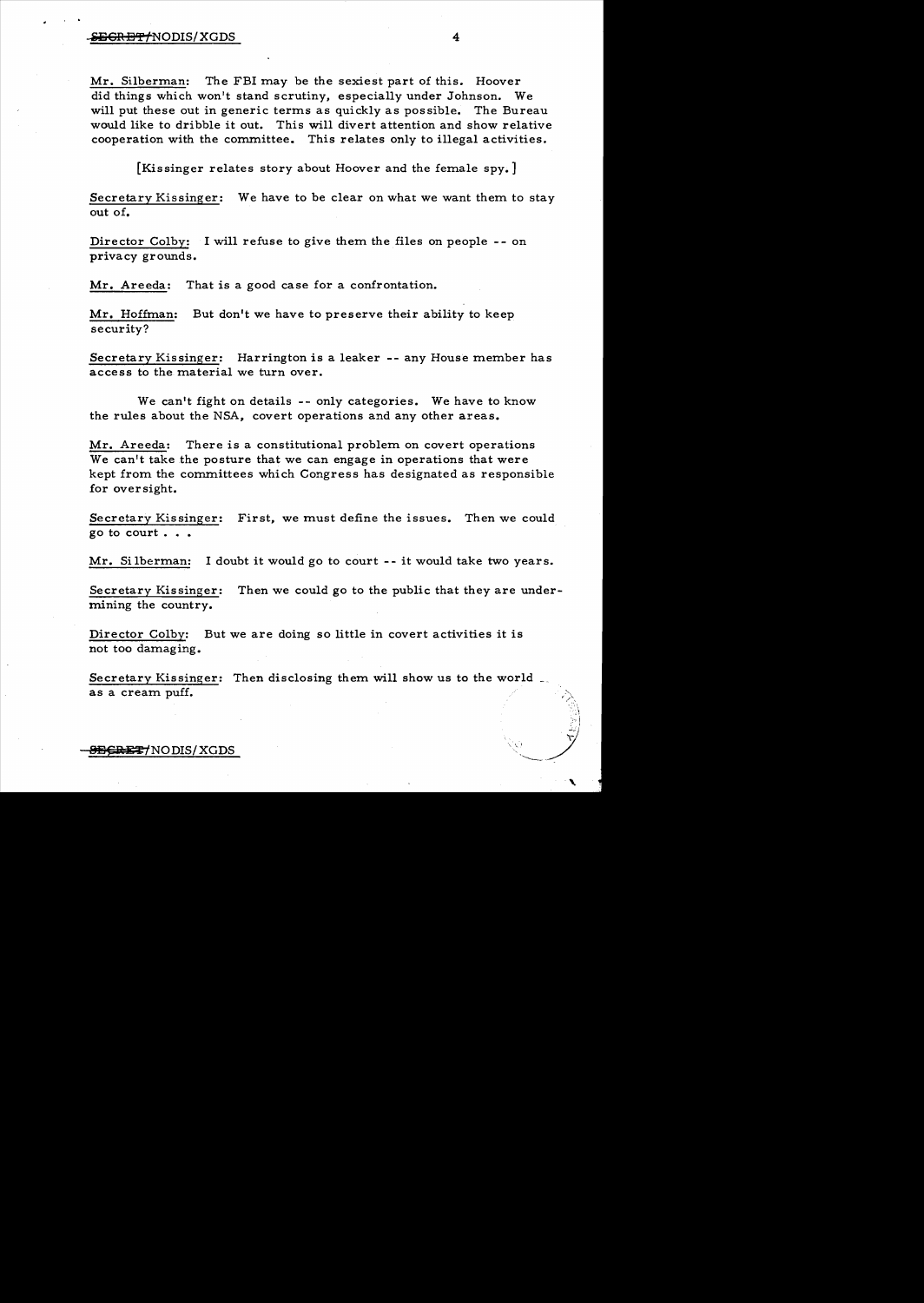Mr. Silberman: The FBI may be the sexiest part of this. Hoover did things which won't stand scrutiny, especially under Johnson. We will put these out in generic terms as quickly as possible. The Bureau would like to dribble it out. This will divert attention and show relative cooperation with the committee. This relates only to illegal activities.

[Kissinger relates story about Hoover and the female spy.]

Secretary Kissinger: We have to be clear on what we want them to stay out of.

Director Colby: I will refuse to give them the files on people -- on privacy grounds.

Mr. Areeda: That is a good case for a confrontation.

Mr. Hoffman: But don't we have to preserve their ability to keep security?

Secretary Kissinger: Harrington is a leaker -- any House member has access to the material we turn over.

We can't fight on details -- only categories. We have to know the rules about the NSA, covert operations and any other areas.

Mr. Areeda: There is a constitutional problem on covert operations We can't take the posture that we can engage in operations that were kept from the committees which Congress has designated as responsible for oversight.

Secretary Kissinger: First, we must define the issues. Then we could go to court . . .

Mr. Silberman: I doubt it would go to court -- it would take two years.

Secretary Kissinger: Then we could go to the public that they are undermining the country.

Director Colby: But we are doing so little in covert activities it is not too damaging.

Secretary Kissinger: Then disclosing them will show us to the world as a cream puff.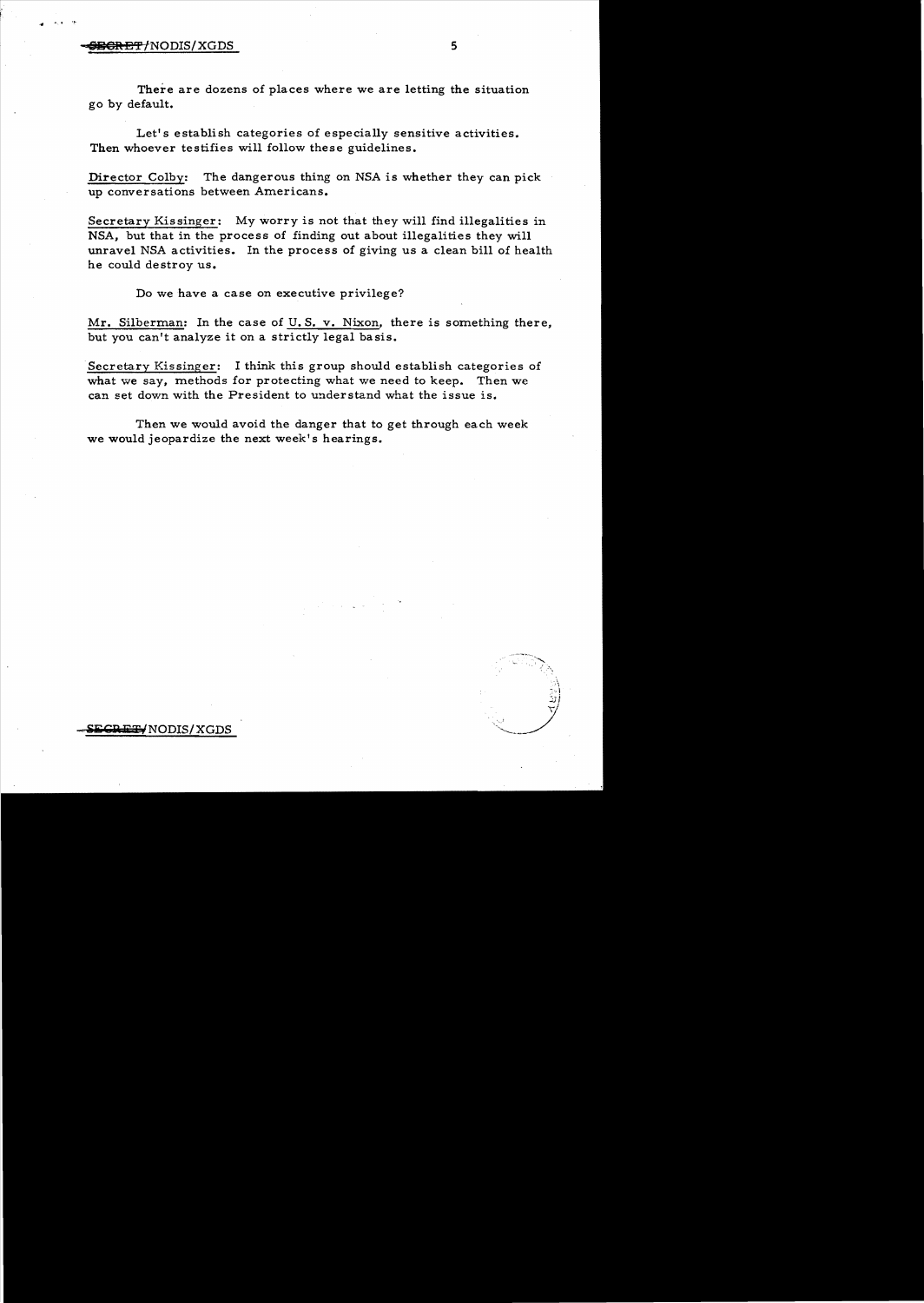There are dozens of places where we are letting the situation go by default.

Let's establish categories of especially sensitive activities. Then whoever testifies will follow these guidelines.

Director Colby: The dangerous thing on NSA is whether they can pick up conversations between Americans.

Secretary Kissinger: My worry is not that they will find illegalities in NSA, but that in the process of finding out about illegalities they will unravel NSA activities. In the process of giving us a clean bill of health he could destroy us.

Do we have a case on executive privilege?

Mr. Silberman: In the case of U.S. v. Nixon, there is something there, but you can't analyze it on a strictly legal basis.

Secretary Kissinger: I think this group should establish categories of what we say, methods for protecting what we need to keep. Then we can set down with the President to understand what the issue is.

Then we would avoid the danger that to get through each week we would jeopardize the next week's hearings.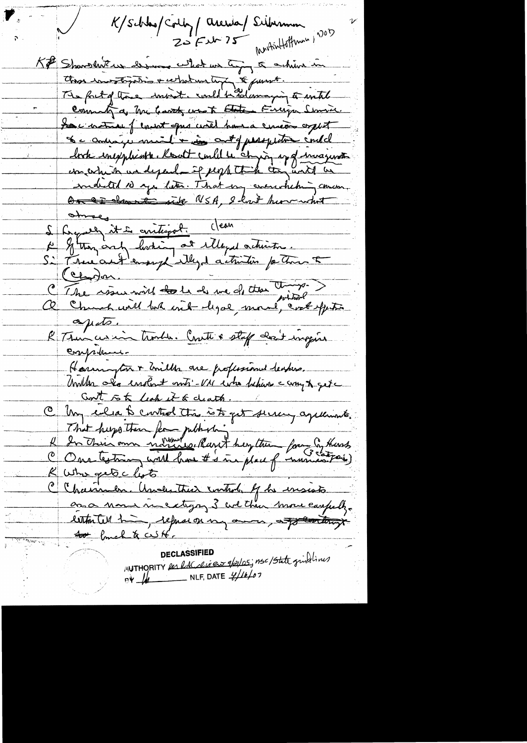K/Schles/Colby/Areeda/Silberman
20 Feb 75
Marsh/Hoffmann, DOD

K Shouldn't we discuss what we trying to achieve in these investigations + what we trying to prevent.
The fact of these investigations could be damaging to intel community as the Church investigation did State Foreign Service.
The nature of covert ops would have a curious aspect to a outraged mind + in context of perspective could look inexplicable. Result could be drying up of imagination on which we depend – if people think they could be indicted 10 years later. That my overwhelming concern. On the domestic side NSA, I don't know what abuses
S Legally it is antiseptic. clean
K If they only looking at illegal activities.
S: There aren't enough illegal activities for them to (Clayton).
C The issue will be how we do these things.
Church will look into legal, moral, cost effectiveness aspects.
K Then we are in trouble. Church + staff don't inspire confidence.
Harrington + Miller are professional leakers.
Miller also virulent anti-VN who believes a way to get a cont. is to leak it to death.
C My idea to control this is to get secrecy agreements. That keeps them from publishing.
K In their own minds. Won't keep them from Sy Hersh.
C Our testimony will have #'s in place of names (3 categories)
K Who gets a list.
C Chairman. Under their control. If he insists on a name in category 3 we then move carefully. Either tell him, refuse on my own, or to the Pres or WH.

DECLASSIFIED
AUTHORITY per RAC review 9/21/05; NSC/State guidelines
BY [illegible] NLF, DATE 4/16/07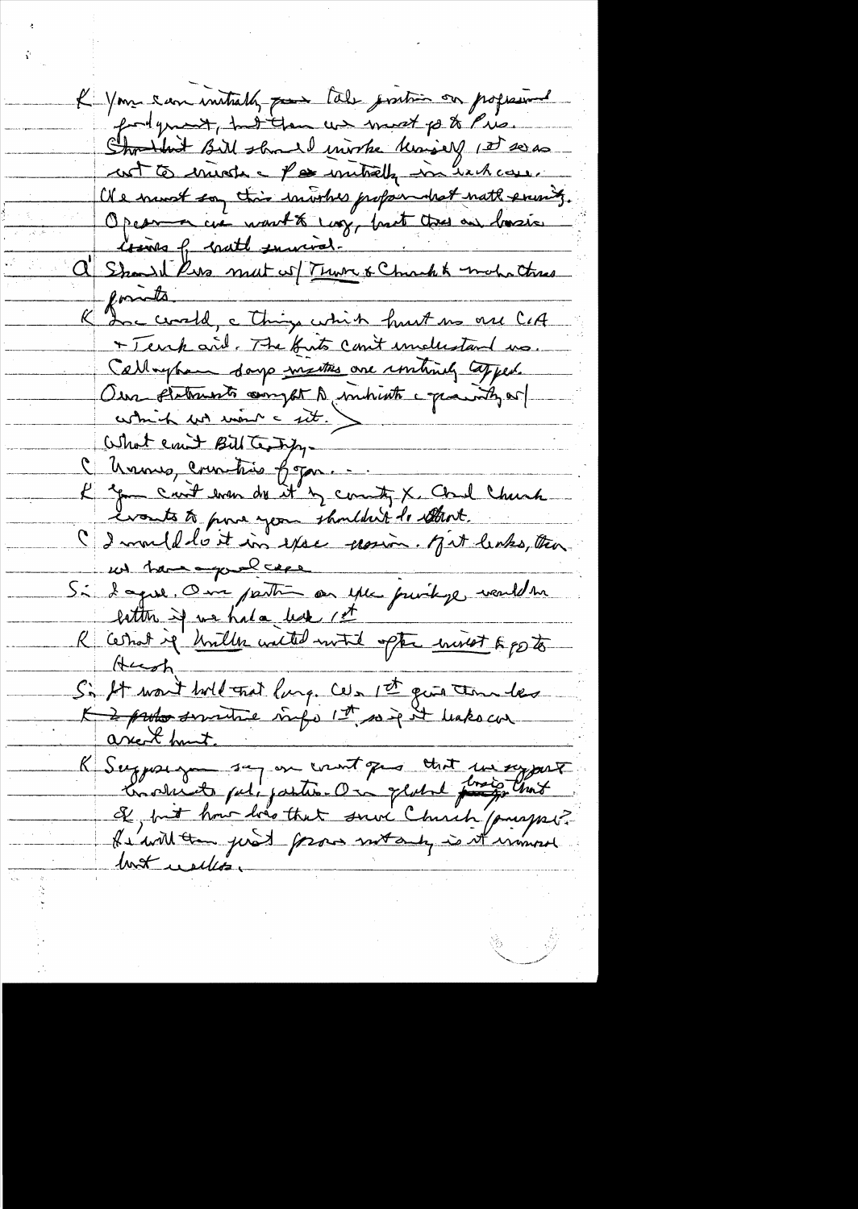K You can initially push the position on professional judgment, but then we must go to Pres. Should Bill should invoke himself 1st so as not to invoke the Pres initially in each case. We must say this involves profound natl security. Openness we want to urge, but these are basic issues of natl survival.

A Should Pres meet w/ Tower & Church & make these points.

K In Iceland, a thing which hurt us was CIA + Turk aid. The Turks can't understand us. Callaghan says matters are continually tapped. Our statements ought to indicate a gravity w/ which we view it.

What can't Bill testify.

C Names, countries, foreign...

K You can't even do it by country X. And Church wants to prove you shouldn't do that.

C I would do it in exec session. If it leaks, then we have a good case.

S: I agree. Our position on exec privilege would be better if we had a leak 1st

R What if Miller waited until after must to go to Hersh.

S: It won't hold that long. We 1st give them less sensitive info 1st so if it leaks we aren't hurt.

K Suppose you say we won't give that we support moderate pol. parties. Or global basis that
& but how does that serve Church purpose? He will then just press until it is immersed but reveals.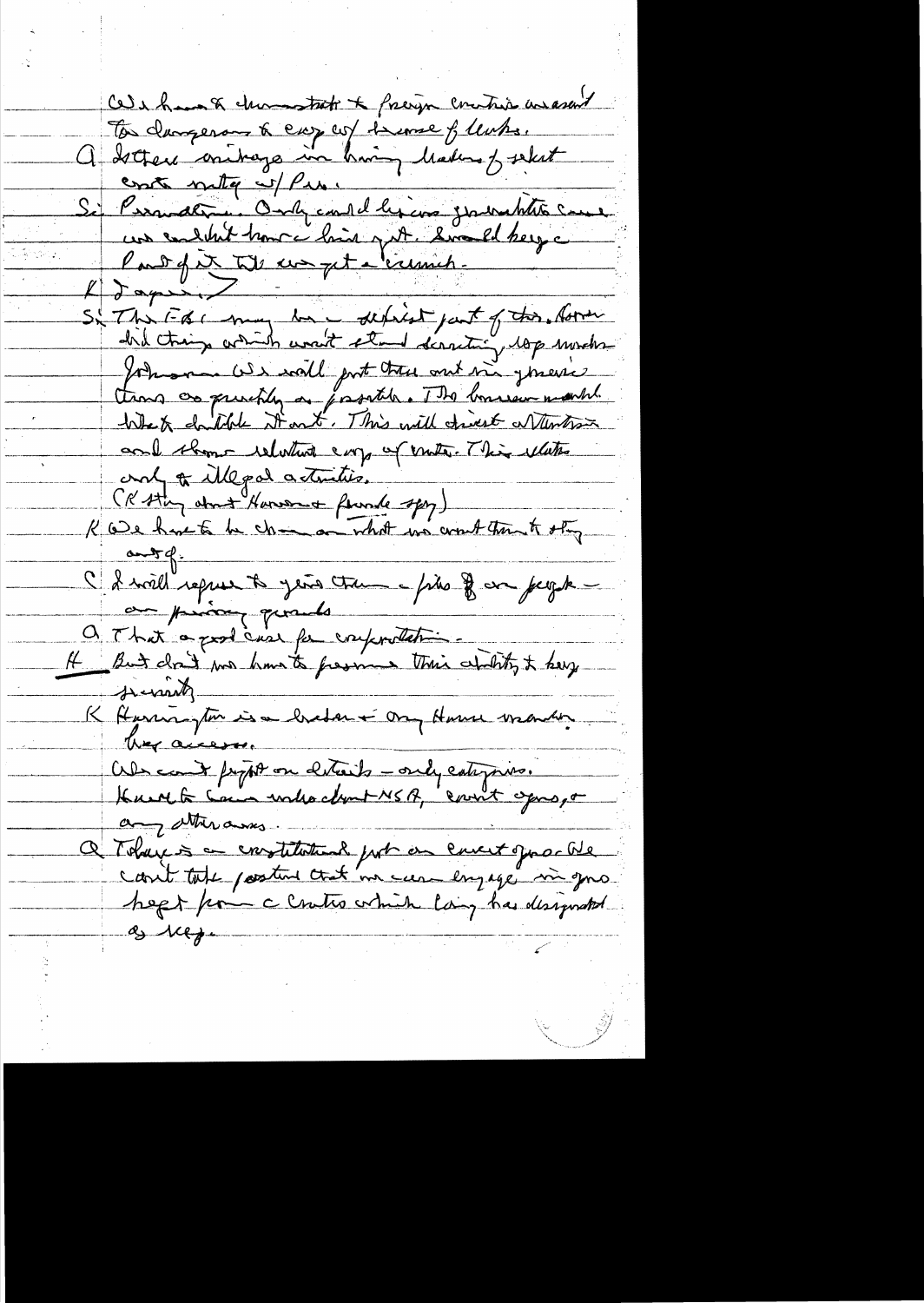We have to demonstrate to foreign countries our assumed
too dangerous to cop w/ because of leaks.
Q Better mileage in having leaders of select
cmte meet w/ Pres.
S: Presidential. Only could discuss generalities cause
we couldn't have a brief yet. Should keep a
lot of it till we get a recommend.
K Japan.
S: This FBI may be a difficult part of this. Hoover
did things which won't stand scrutiny, esp under
Johnson. We will put these out in generic
terms as quickly as possible. The bureau would
like to dribble it out. This will divert attention
and show valuable cops of cmte. This relates
only to illegal activities.
(K story about Harrington & Panama spy)
K We have to be clear on what we want them to stay
out of.
C I will refuse to give them files of our people —
on privacy grounds
Q That a good case for confrontation.
H But don't we have to preserve their ability to keep
security
K Harrington is a leaker & any House member
has access.
We can't fight on details — only categories.
Have to be some understanding NSA, covert ops, or
any other areas.
Q There is a constitutional point on covert ops. We
can't take position that we can engage in ops
kept from a cmte which Cong has designated
as rep.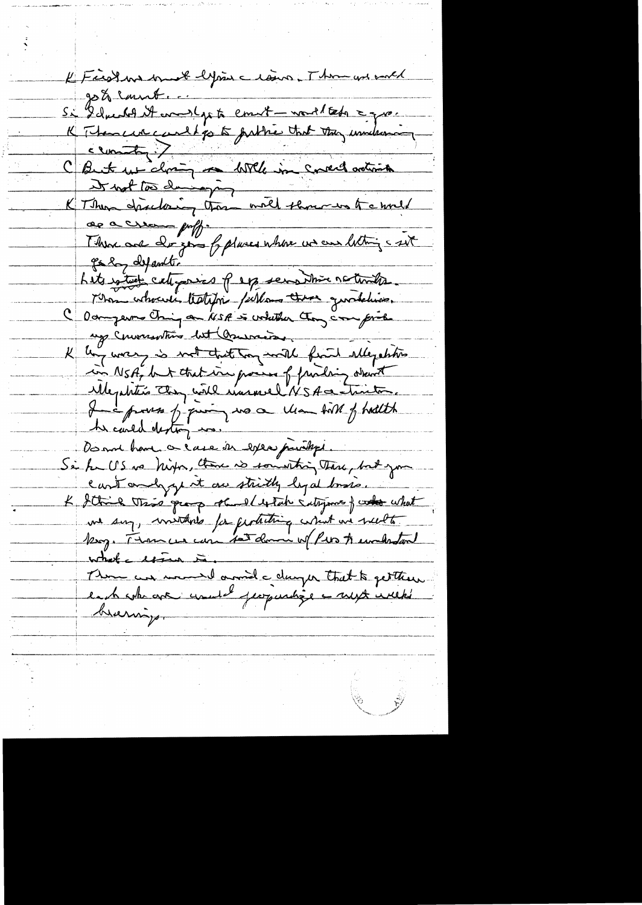K First we must defuse the issue. Then we would go to court...

Si I doubt it would go to court — would take a year.

K Then we could go to public that they undermining the country.

C But we doing a little in covert action — It not too damaging.

K Then disclosing those will throw us to the world as a cream puff.

There are dozens of places where we are letting the situation go by default.

Let's isolate categories of esp sensitive activities. Then when testifying, follow these guidelines.

C Dangerous thing on NSA is whether they comprise up communications with Americans.

K My worry is not that they will find allegations in NSA, but that in process of finding about allegations they will unravel NSA activities.

In the process of giving us a clean bill of health he could destroy us.

Do we have a case on exec privilege.

Si For US vs Nixon, there is something there, but you can't analyze it on strictly legal basis.

K I think this group should establish categories of what we say, methods for protecting what we need to keep. Then we can sit down w/ Pres to understand what the issue is.

Then we would avoid the danger that to get them each who are could jeopardize the next week's hearings.